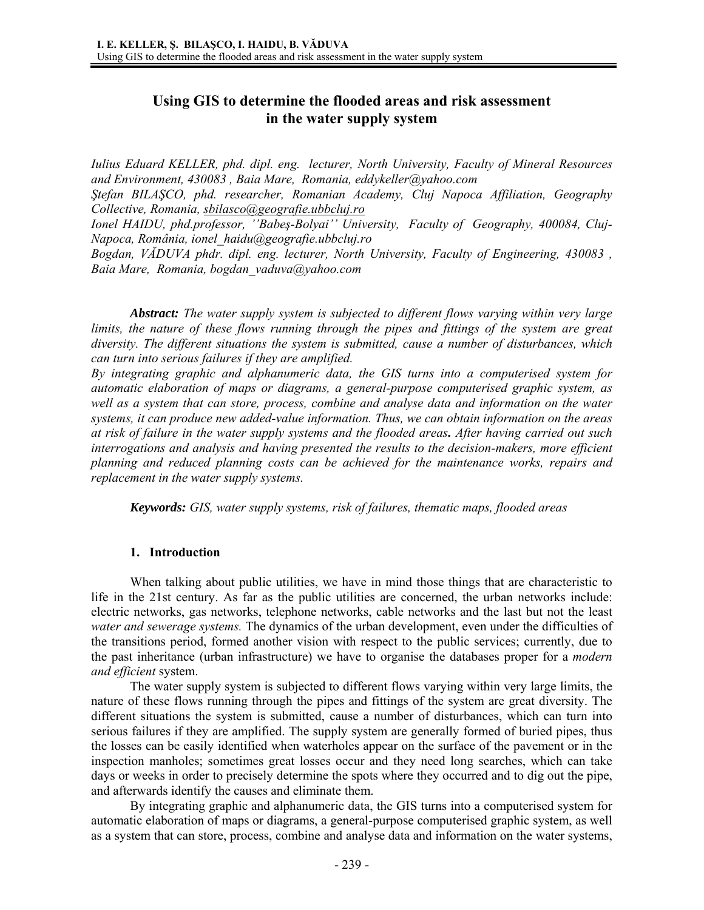# Using GIS to determine the flooded areas and risk assessment in the water supply system

*Iulius Eduard KELLER, phd. dipl. eng. lecturer, North University, Faculty of Mineral Resources and Environment, 430083 , Baia Mare, Romania, eddykeller@yahoo.com*
*Ştefan BILAŞCO, phd. researcher, Romanian Academy, Cluj Napoca Affiliation, Geography Collective, Romania, sbilasco@geografie.ubbcluj.ro*
*Ionel HAIDU, phd.professor, ''Babeş-Bolyai'' University, Faculty of Geography, 400084, Cluj-Napoca, România, ionel_haidu@geografie.ubbcluj.ro*
*Bogdan, VĂDUVA phdr. dipl. eng. lecturer, North University, Faculty of Engineering, 430083 , Baia Mare, Romania, bogdan_vaduva@yahoo.com*

***Abstract:*** *The water supply system is subjected to different flows varying within very large limits, the nature of these flows running through the pipes and fittings of the system are great diversity. The different situations the system is submitted, cause a number of disturbances, which can turn into serious failures if they are amplified.*
*By integrating graphic and alphanumeric data, the GIS turns into a computerised system for automatic elaboration of maps or diagrams, a general-purpose computerised graphic system, as well as a system that can store, process, combine and analyse data and information on the water systems, it can produce new added-value information. Thus, we can obtain information on the areas at risk of failure in the water supply systems and the flooded areas**.** After having carried out such interrogations and analysis and having presented the results to the decision-makers, more efficient planning and reduced planning costs can be achieved for the maintenance works, repairs and replacement in the water supply systems.*

***Keywords:*** *GIS, water supply systems, risk of failures, thematic maps, flooded areas*

## 1. Introduction

When talking about public utilities, we have in mind those things that are characteristic to life in the 21st century. As far as the public utilities are concerned, the urban networks include: electric networks, gas networks, telephone networks, cable networks and the last but not the least *water and sewerage systems.* The dynamics of the urban development, even under the difficulties of the transitions period, formed another vision with respect to the public services; currently, due to the past inheritance (urban infrastructure) we have to organise the databases proper for a *modern and efficient* system.

The water supply system is subjected to different flows varying within very large limits, the nature of these flows running through the pipes and fittings of the system are great diversity. The different situations the system is submitted, cause a number of disturbances, which can turn into serious failures if they are amplified. The supply system are generally formed of buried pipes, thus the losses can be easily identified when waterholes appear on the surface of the pavement or in the inspection manholes; sometimes great losses occur and they need long searches, which can take days or weeks in order to precisely determine the spots where they occurred and to dig out the pipe, and afterwards identify the causes and eliminate them.

By integrating graphic and alphanumeric data, the GIS turns into a computerised system for automatic elaboration of maps or diagrams, a general-purpose computerised graphic system, as well as a system that can store, process, combine and analyse data and information on the water systems,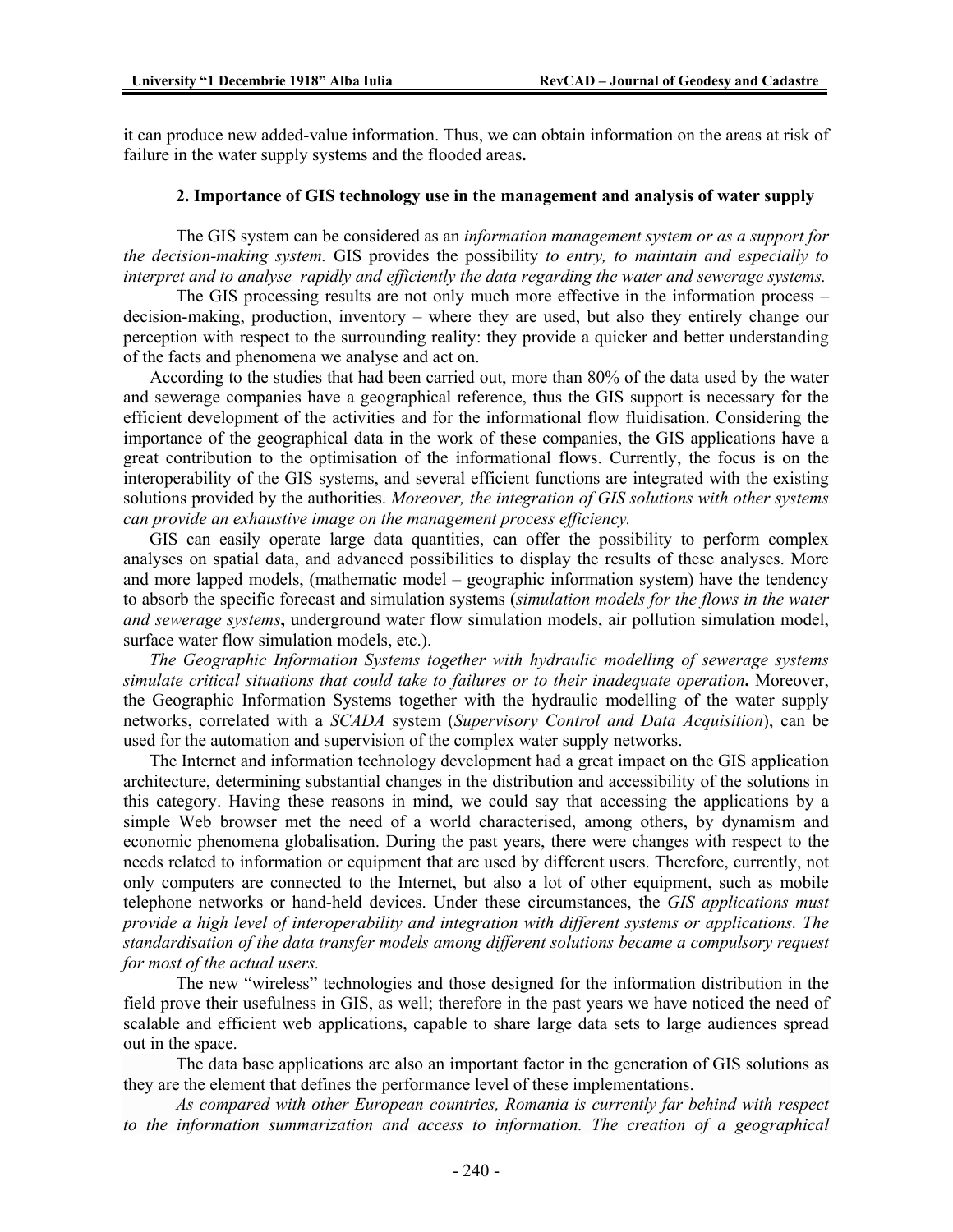it can produce new added-value information. Thus, we can obtain information on the areas at risk of failure in the water supply systems and the flooded areas**.**

## 2. Importance of GIS technology use in the management and analysis of water supply

The GIS system can be considered as an *information management system or as a support for the decision-making system.* GIS provides the possibility *to entry, to maintain and especially to interpret and to analyse rapidly and efficiently the data regarding the water and sewerage systems.*

The GIS processing results are not only much more effective in the information process – decision-making, production, inventory – where they are used, but also they entirely change our perception with respect to the surrounding reality: they provide a quicker and better understanding of the facts and phenomena we analyse and act on.

According to the studies that had been carried out, more than 80% of the data used by the water and sewerage companies have a geographical reference, thus the GIS support is necessary for the efficient development of the activities and for the informational flow fluidisation. Considering the importance of the geographical data in the work of these companies, the GIS applications have a great contribution to the optimisation of the informational flows. Currently, the focus is on the interoperability of the GIS systems, and several efficient functions are integrated with the existing solutions provided by the authorities. *Moreover, the integration of GIS solutions with other systems can provide an exhaustive image on the management process efficiency.*

GIS can easily operate large data quantities, can offer the possibility to perform complex analyses on spatial data, and advanced possibilities to display the results of these analyses. More and more lapped models, (mathematic model – geographic information system) have the tendency to absorb the specific forecast and simulation systems (*simulation models for the flows in the water and sewerage systems***,** underground water flow simulation models, air pollution simulation model, surface water flow simulation models, etc.).

*The Geographic Information Systems together with hydraulic modelling of sewerage systems simulate critical situations that could take to failures or to their inadequate operation***.** Moreover, the Geographic Information Systems together with the hydraulic modelling of the water supply networks, correlated with a *SCADA* system (*Supervisory Control and Data Acquisition*), can be used for the automation and supervision of the complex water supply networks.

The Internet and information technology development had a great impact on the GIS application architecture, determining substantial changes in the distribution and accessibility of the solutions in this category. Having these reasons in mind, we could say that accessing the applications by a simple Web browser met the need of a world characterised, among others, by dynamism and economic phenomena globalisation. During the past years, there were changes with respect to the needs related to information or equipment that are used by different users. Therefore, currently, not only computers are connected to the Internet, but also a lot of other equipment, such as mobile telephone networks or hand-held devices. Under these circumstances, the *GIS applications must provide a high level of interoperability and integration with different systems or applications. The standardisation of the data transfer models among different solutions became a compulsory request for most of the actual users.*

The new "wireless" technologies and those designed for the information distribution in the field prove their usefulness in GIS, as well; therefore in the past years we have noticed the need of scalable and efficient web applications, capable to share large data sets to large audiences spread out in the space.

The data base applications are also an important factor in the generation of GIS solutions as they are the element that defines the performance level of these implementations.

*As compared with other European countries, Romania is currently far behind with respect to the information summarization and access to information. The creation of a geographical*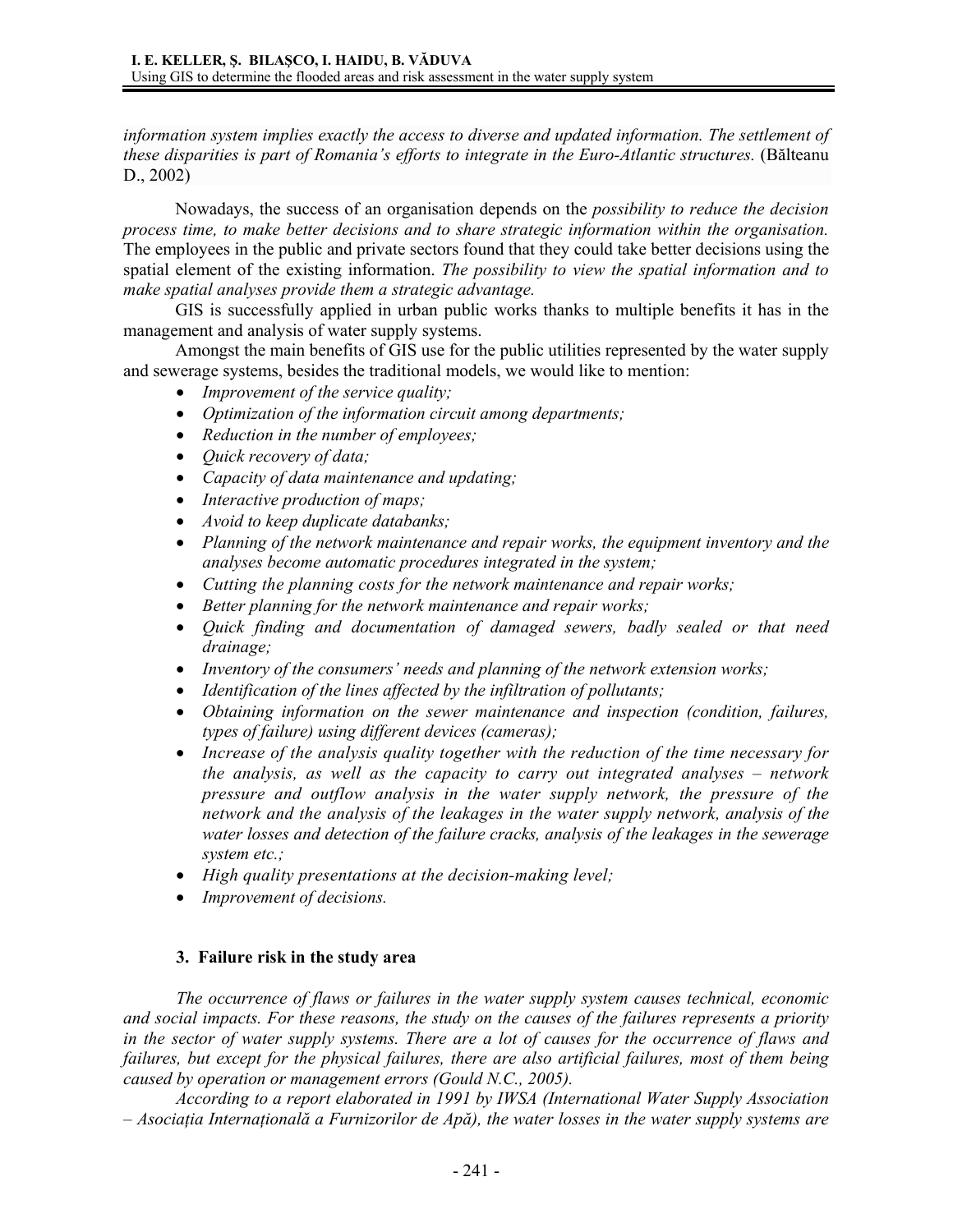*information system implies exactly the access to diverse and updated information. The settlement of these disparities is part of Romania's efforts to integrate in the Euro-Atlantic structures.* (Bălteanu D., 2002)

Nowadays, the success of an organisation depends on the *possibility to reduce the decision process time, to make better decisions and to share strategic information within the organisation.* The employees in the public and private sectors found that they could take better decisions using the spatial element of the existing information. *The possibility to view the spatial information and to make spatial analyses provide them a strategic advantage.*

GIS is successfully applied in urban public works thanks to multiple benefits it has in the management and analysis of water supply systems.

Amongst the main benefits of GIS use for the public utilities represented by the water supply and sewerage systems, besides the traditional models, we would like to mention:

- *Improvement of the service quality;*
- *Optimization of the information circuit among departments;*
- *Reduction in the number of employees;*
- *Quick recovery of data;*
- *Capacity of data maintenance and updating;*
- *Interactive production of maps;*
- *Avoid to keep duplicate databanks;*
- *Planning of the network maintenance and repair works, the equipment inventory and the analyses become automatic procedures integrated in the system;*
- *Cutting the planning costs for the network maintenance and repair works;*
- *Better planning for the network maintenance and repair works;*
- *Quick finding and documentation of damaged sewers, badly sealed or that need drainage;*
- *Inventory of the consumers' needs and planning of the network extension works;*
- *Identification of the lines affected by the infiltration of pollutants;*
- *Obtaining information on the sewer maintenance and inspection (condition, failures, types of failure) using different devices (cameras);*
- *Increase of the analysis quality together with the reduction of the time necessary for the analysis, as well as the capacity to carry out integrated analyses – network pressure and outflow analysis in the water supply network, the pressure of the network and the analysis of the leakages in the water supply network, analysis of the water losses and detection of the failure cracks, analysis of the leakages in the sewerage system etc.;*
- *High quality presentations at the decision-making level;*
- *Improvement of decisions.*

## 3. Failure risk in the study area

*The occurrence of flaws or failures in the water supply system causes technical, economic and social impacts. For these reasons, the study on the causes of the failures represents a priority in the sector of water supply systems. There are a lot of causes for the occurrence of flaws and failures, but except for the physical failures, there are also artificial failures, most of them being caused by operation or management errors (Gould N.C., 2005).*

*According to a report elaborated in 1991 by IWSA (International Water Supply Association – Asociația Internațională a Furnizorilor de Apă), the water losses in the water supply systems are*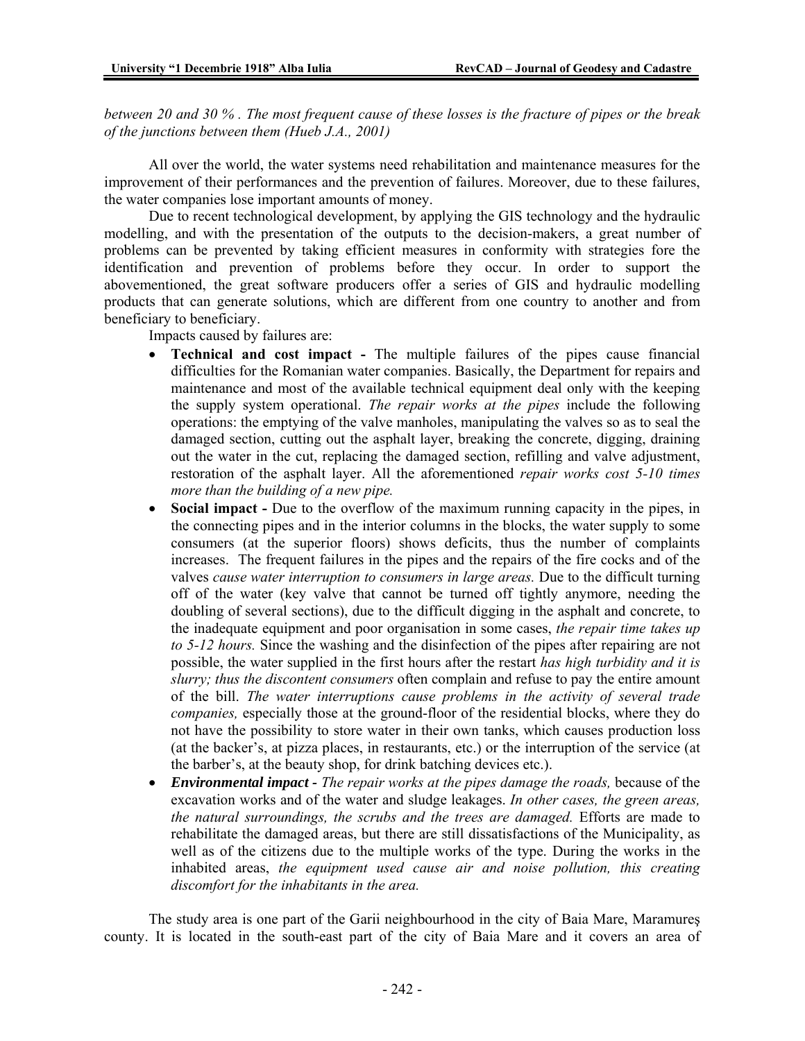*between 20 and 30 % . The most frequent cause of these losses is the fracture of pipes or the break of the junctions between them (Hueb J.A., 2001)*

All over the world, the water systems need rehabilitation and maintenance measures for the improvement of their performances and the prevention of failures. Moreover, due to these failures, the water companies lose important amounts of money.

Due to recent technological development, by applying the GIS technology and the hydraulic modelling, and with the presentation of the outputs to the decision-makers, a great number of problems can be prevented by taking efficient measures in conformity with strategies fore the identification and prevention of problems before they occur. In order to support the abovementioned, the great software producers offer a series of GIS and hydraulic modelling products that can generate solutions, which are different from one country to another and from beneficiary to beneficiary.

Impacts caused by failures are:

- **Technical and cost impact -** The multiple failures of the pipes cause financial difficulties for the Romanian water companies. Basically, the Department for repairs and maintenance and most of the available technical equipment deal only with the keeping the supply system operational. *The repair works at the pipes* include the following operations: the emptying of the valve manholes, manipulating the valves so as to seal the damaged section, cutting out the asphalt layer, breaking the concrete, digging, draining out the water in the cut, replacing the damaged section, refilling and valve adjustment, restoration of the asphalt layer. All the aforementioned *repair works cost 5-10 times more than the building of a new pipe.*
- **Social impact -** Due to the overflow of the maximum running capacity in the pipes, in the connecting pipes and in the interior columns in the blocks, the water supply to some consumers (at the superior floors) shows deficits, thus the number of complaints increases. The frequent failures in the pipes and the repairs of the fire cocks and of the valves *cause water interruption to consumers in large areas.* Due to the difficult turning off of the water (key valve that cannot be turned off tightly anymore, needing the doubling of several sections), due to the difficult digging in the asphalt and concrete, to the inadequate equipment and poor organisation in some cases, *the repair time takes up to 5-12 hours.* Since the washing and the disinfection of the pipes after repairing are not possible, the water supplied in the first hours after the restart *has high turbidity and it is slurry; thus the discontent consumers* often complain and refuse to pay the entire amount of the bill. *The water interruptions cause problems in the activity of several trade companies,* especially those at the ground-floor of the residential blocks, where they do not have the possibility to store water in their own tanks, which causes production loss (at the backer's, at pizza places, in restaurants, etc.) or the interruption of the service (at the barber's, at the beauty shop, for drink batching devices etc.).
- ***Environmental impact*** *- The repair works at the pipes damage the roads,* because of the excavation works and of the water and sludge leakages. *In other cases, the green areas, the natural surroundings, the scrubs and the trees are damaged.* Efforts are made to rehabilitate the damaged areas, but there are still dissatisfactions of the Municipality, as well as of the citizens due to the multiple works of the type. During the works in the inhabited areas, *the equipment used cause air and noise pollution, this creating discomfort for the inhabitants in the area.*

The study area is one part of the Garii neighbourhood in the city of Baia Mare, Maramureş county. It is located in the south-east part of the city of Baia Mare and it covers an area of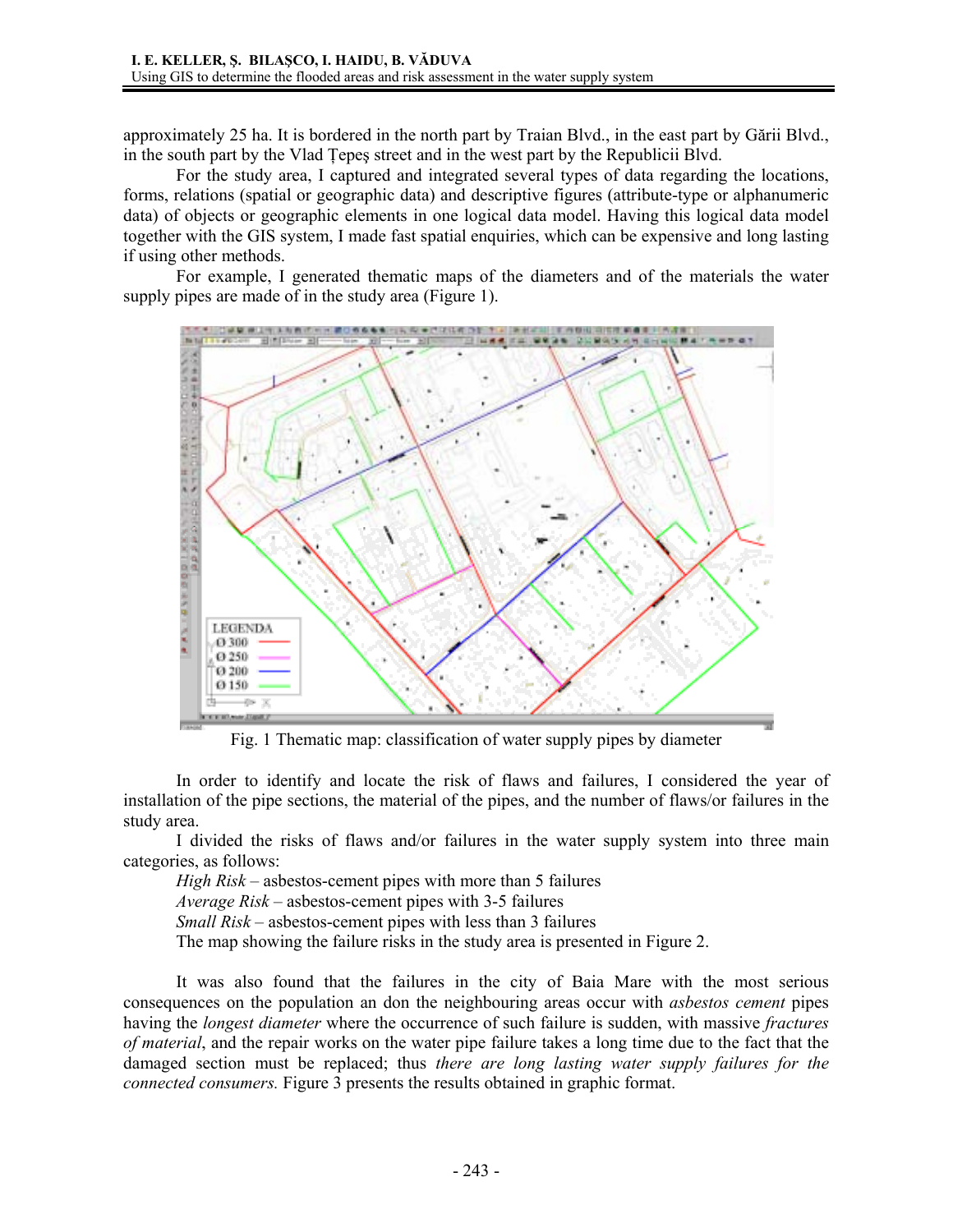approximately 25 ha. It is bordered in the north part by Traian Blvd., in the east part by Gării Blvd., in the south part by the Vlad Ţepeş street and in the west part by the Republicii Blvd.

For the study area, I captured and integrated several types of data regarding the locations, forms, relations (spatial or geographic data) and descriptive figures (attribute-type or alphanumeric data) of objects or geographic elements in one logical data model. Having this logical data model together with the GIS system, I made fast spatial enquiries, which can be expensive and long lasting if using other methods.

For example, I generated thematic maps of the diameters and of the materials the water supply pipes are made of in the study area (Figure 1).

Fig. 1 Thematic map: classification of water supply pipes by diameter

In order to identify and locate the risk of flaws and failures, I considered the year of installation of the pipe sections, the material of the pipes, and the number of flaws/or failures in the study area.

I divided the risks of flaws and/or failures in the water supply system into three main categories, as follows:

*High Risk* – asbestos-cement pipes with more than 5 failures
*Average Risk* – asbestos-cement pipes with 3-5 failures
*Small Risk* – asbestos-cement pipes with less than 3 failures

The map showing the failure risks in the study area is presented in Figure 2.

It was also found that the failures in the city of Baia Mare with the most serious consequences on the population an don the neighbouring areas occur with *asbestos cement* pipes having the *longest diameter* where the occurrence of such failure is sudden, with massive *fractures of material*, and the repair works on the water pipe failure takes a long time due to the fact that the damaged section must be replaced; thus *there are long lasting water supply failures for the connected consumers.* Figure 3 presents the results obtained in graphic format.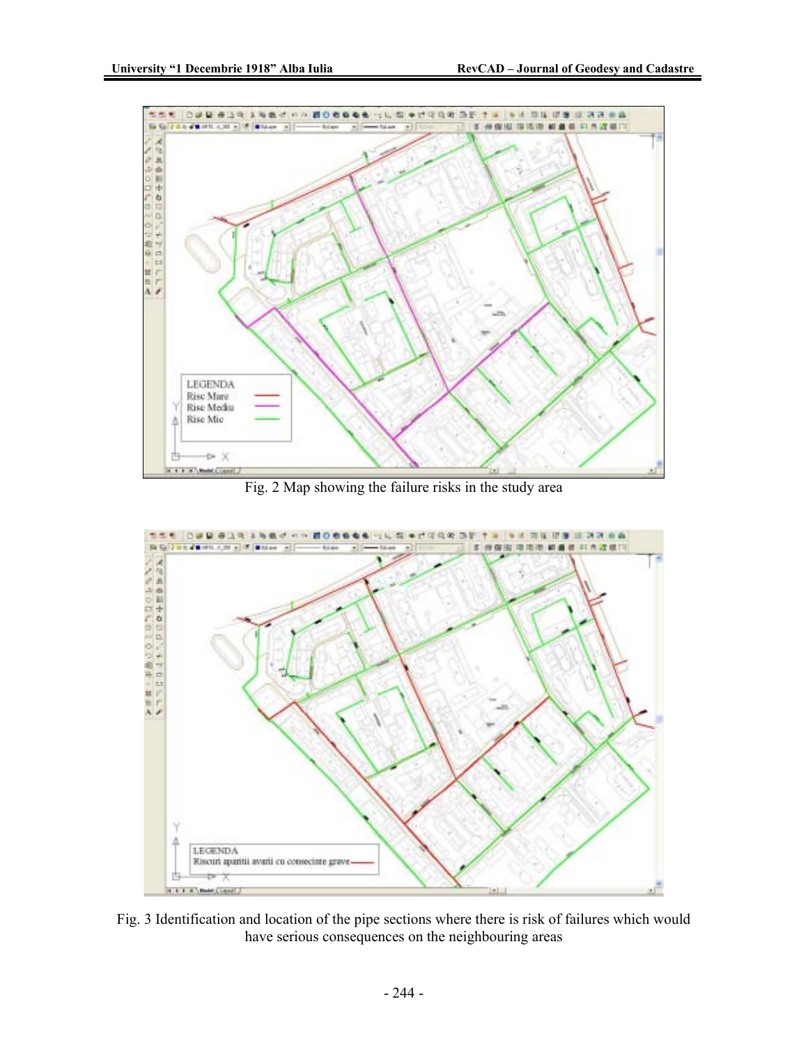Fig. 2 Map showing the failure risks in the study area

Fig. 3 Identification and location of the pipe sections where there is risk of failures which would have serious consequences on the neighbouring areas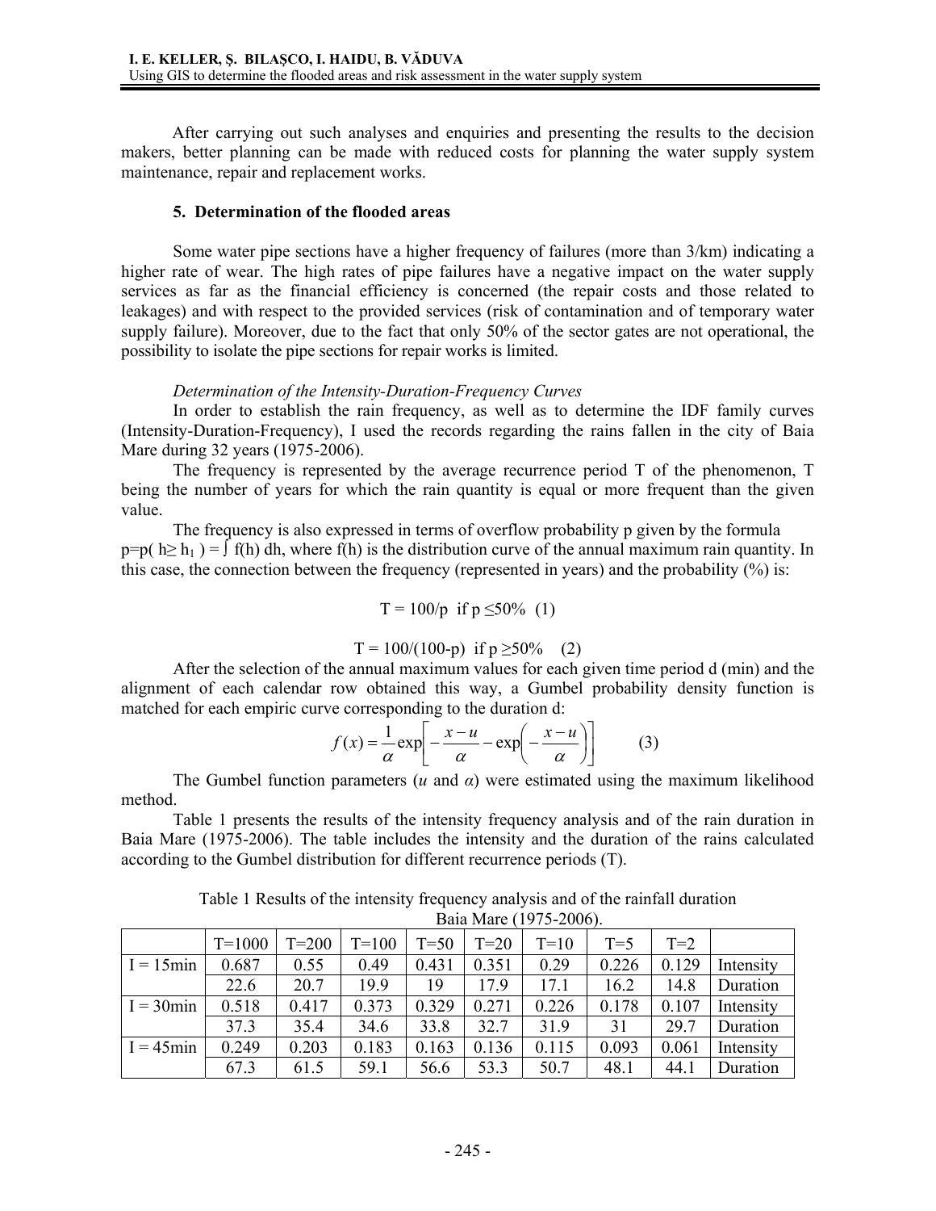After carrying out such analyses and enquiries and presenting the results to the decision makers, better planning can be made with reduced costs for planning the water supply system maintenance, repair and replacement works.

## 5. Determination of the flooded areas

Some water pipe sections have a higher frequency of failures (more than 3/km) indicating a higher rate of wear. The high rates of pipe failures have a negative impact on the water supply services as far as the financial efficiency is concerned (the repair costs and those related to leakages) and with respect to the provided services (risk of contamination and of temporary water supply failure). Moreover, due to the fact that only 50% of the sector gates are not operational, the possibility to isolate the pipe sections for repair works is limited.

*Determination of the Intensity-Duration-Frequency Curves*

In order to establish the rain frequency, as well as to determine the IDF family curves (Intensity-Duration-Frequency), I used the records regarding the rains fallen in the city of Baia Mare during 32 years (1975-2006).

The frequency is represented by the average recurrence period T of the phenomenon, T being the number of years for which the rain quantity is equal or more frequent than the given value.

The frequency is also expressed in terms of overflow probability p given by the formula $p=p(h \geq h_1) = \int f(h)\,dh$, where f(h) is the distribution curve of the annual maximum rain quantity. In this case, the connection between the frequency (represented in years) and the probability (%) is:

$$T = 100/p \quad \text{if } p \leq 50\% \quad (1)$$

$$T = 100/(100-p) \quad \text{if } p \geq 50\% \quad (2)$$

After the selection of the annual maximum values for each given time period d (min) and the alignment of each calendar row obtained this way, a Gumbel probability density function is matched for each empiric curve corresponding to the duration d:

$$f(x) = \frac{1}{\alpha}\exp\left[-\frac{x-u}{\alpha} - \exp\left(-\frac{x-u}{\alpha}\right)\right] \qquad (3)$$

The Gumbel function parameters (*u* and *α*) were estimated using the maximum likelihood method.

Table 1 presents the results of the intensity frequency analysis and of the rain duration in Baia Mare (1975-2006). The table includes the intensity and the duration of the rains calculated according to the Gumbel distribution for different recurrence periods (T).

Table 1 Results of the intensity frequency analysis and of the rainfall duration Baia Mare (1975-2006).

| | T=1000 | T=200 | T=100 | T=50 | T=20 | T=10 | T=5 | T=2 | |
|---|---|---|---|---|---|---|---|---|---|
| I = 15min | 0.687 | 0.55 | 0.49 | 0.431 | 0.351 | 0.29 | 0.226 | 0.129 | Intensity |
| | 22.6 | 20.7 | 19.9 | 19 | 17.9 | 17.1 | 16.2 | 14.8 | Duration |
| I = 30min | 0.518 | 0.417 | 0.373 | 0.329 | 0.271 | 0.226 | 0.178 | 0.107 | Intensity |
| | 37.3 | 35.4 | 34.6 | 33.8 | 32.7 | 31.9 | 31 | 29.7 | Duration |
| I = 45min | 0.249 | 0.203 | 0.183 | 0.163 | 0.136 | 0.115 | 0.093 | 0.061 | Intensity |
| | 67.3 | 61.5 | 59.1 | 56.6 | 53.3 | 50.7 | 48.1 | 44.1 | Duration |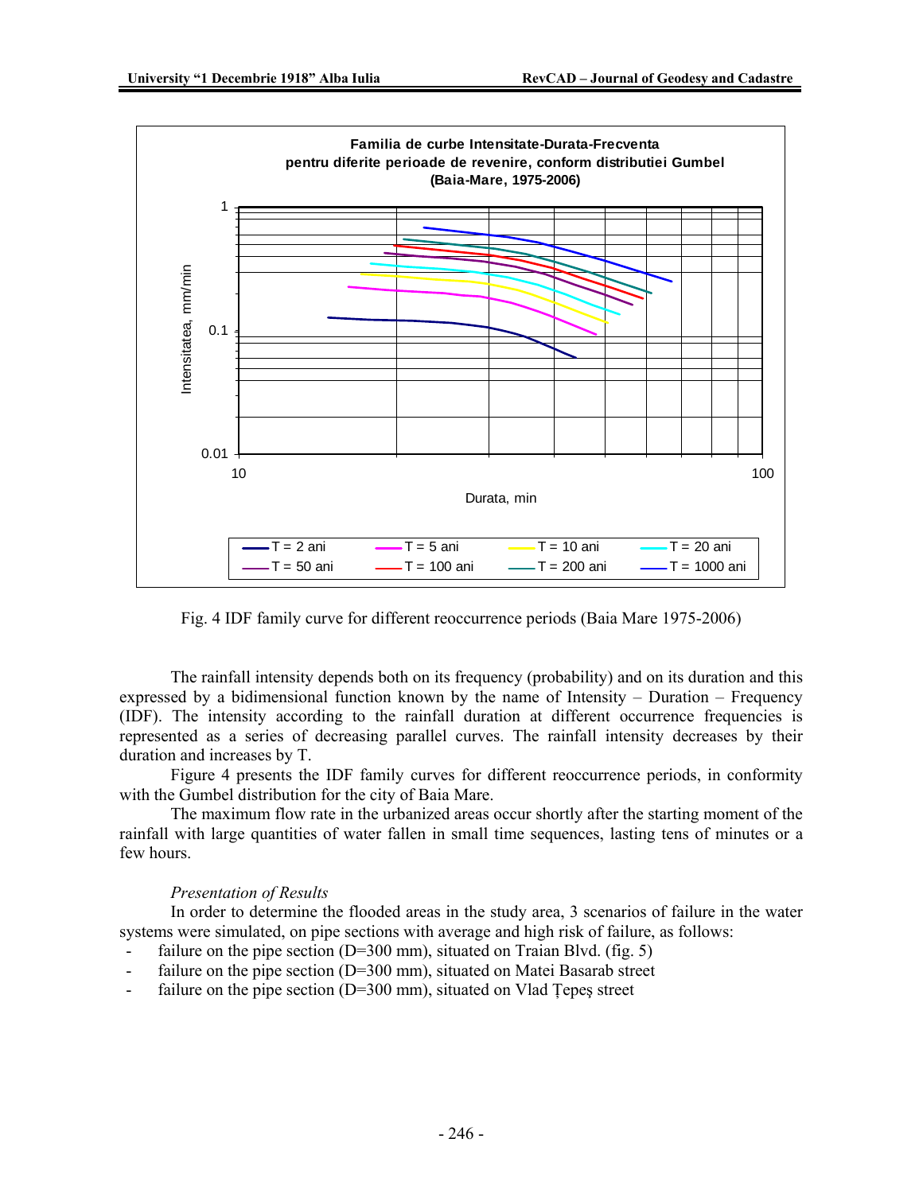Fig. 4 IDF family curve for different reoccurrence periods (Baia Mare 1975-2006)

The rainfall intensity depends both on its frequency (probability) and on its duration and this expressed by a bidimensional function known by the name of Intensity – Duration – Frequency (IDF). The intensity according to the rainfall duration at different occurrence frequencies is represented as a series of decreasing parallel curves. The rainfall intensity decreases by their duration and increases by T.

Figure 4 presents the IDF family curves for different reoccurrence periods, in conformity with the Gumbel distribution for the city of Baia Mare.

The maximum flow rate in the urbanized areas occur shortly after the starting moment of the rainfall with large quantities of water fallen in small time sequences, lasting tens of minutes or a few hours.

*Presentation of Results*

In order to determine the flooded areas in the study area, 3 scenarios of failure in the water systems were simulated, on pipe sections with average and high risk of failure, as follows:

- failure on the pipe section (D=300 mm), situated on Traian Blvd. (fig. 5)
- failure on the pipe section (D=300 mm), situated on Matei Basarab street
- failure on the pipe section (D=300 mm), situated on Vlad Țepeş street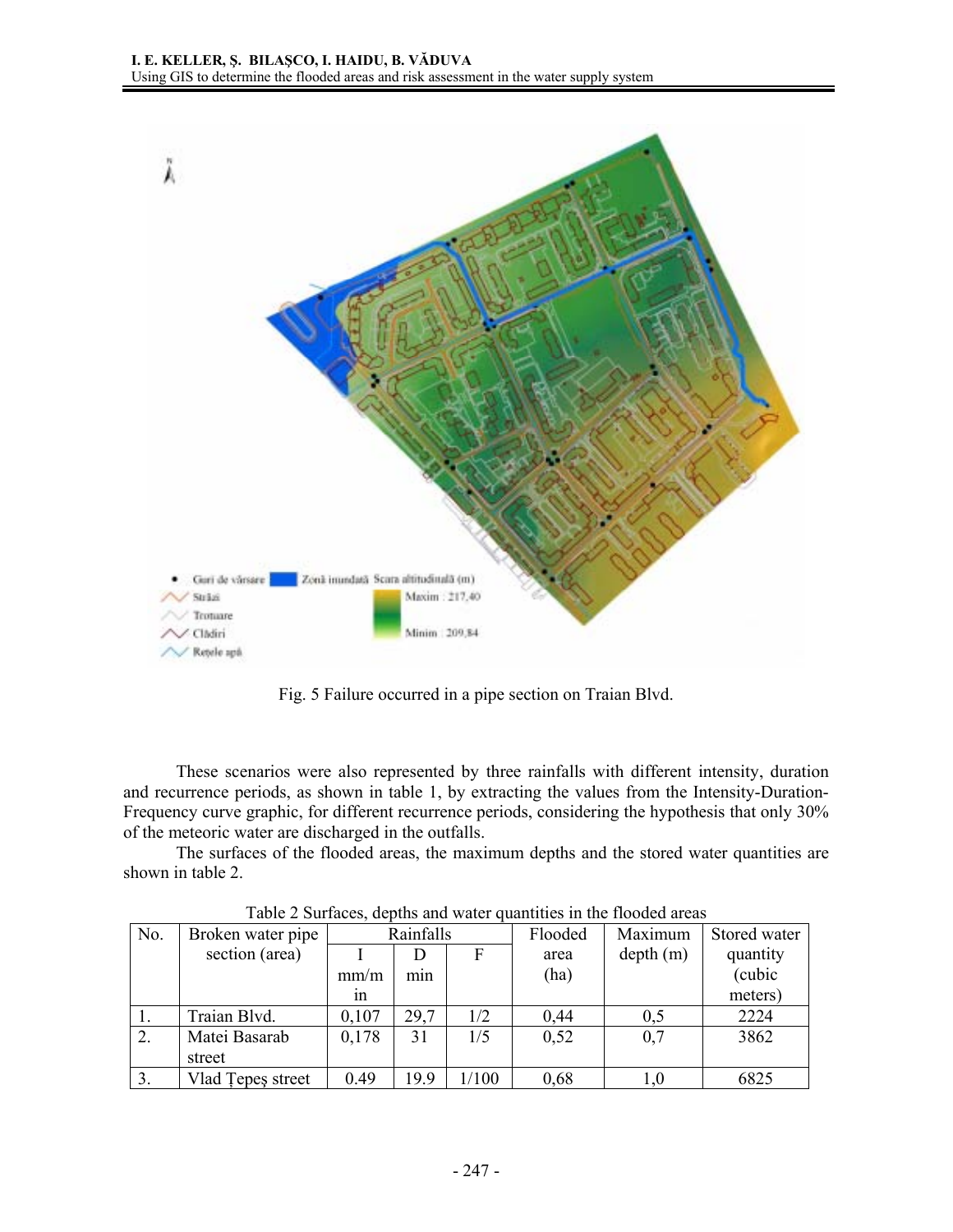Fig. 5 Failure occurred in a pipe section on Traian Blvd.

These scenarios were also represented by three rainfalls with different intensity, duration and recurrence periods, as shown in table 1, by extracting the values from the Intensity-Duration-Frequency curve graphic, for different recurrence periods, considering the hypothesis that only 30% of the meteoric water are discharged in the outfalls.

The surfaces of the flooded areas, the maximum depths and the stored water quantities are shown in table 2.

Table 2 Surfaces, depths and water quantities in the flooded areas

| No. | Broken water pipe section (area) | Rainfalls | | | Flooded area (ha) | Maximum depth (m) | Stored water quantity (cubic meters) |
|---|---|---|---|---|---|---|---|
| | | I mm/min | D min | F | | | |
| 1. | Traian Blvd. | 0,107 | 29,7 | 1/2 | 0,44 | 0,5 | 2224 |
| 2. | Matei Basarab street | 0,178 | 31 | 1/5 | 0,52 | 0,7 | 3862 |
| 3. | Vlad Țepeș street | 0.49 | 19.9 | 1/100 | 0,68 | 1,0 | 6825 |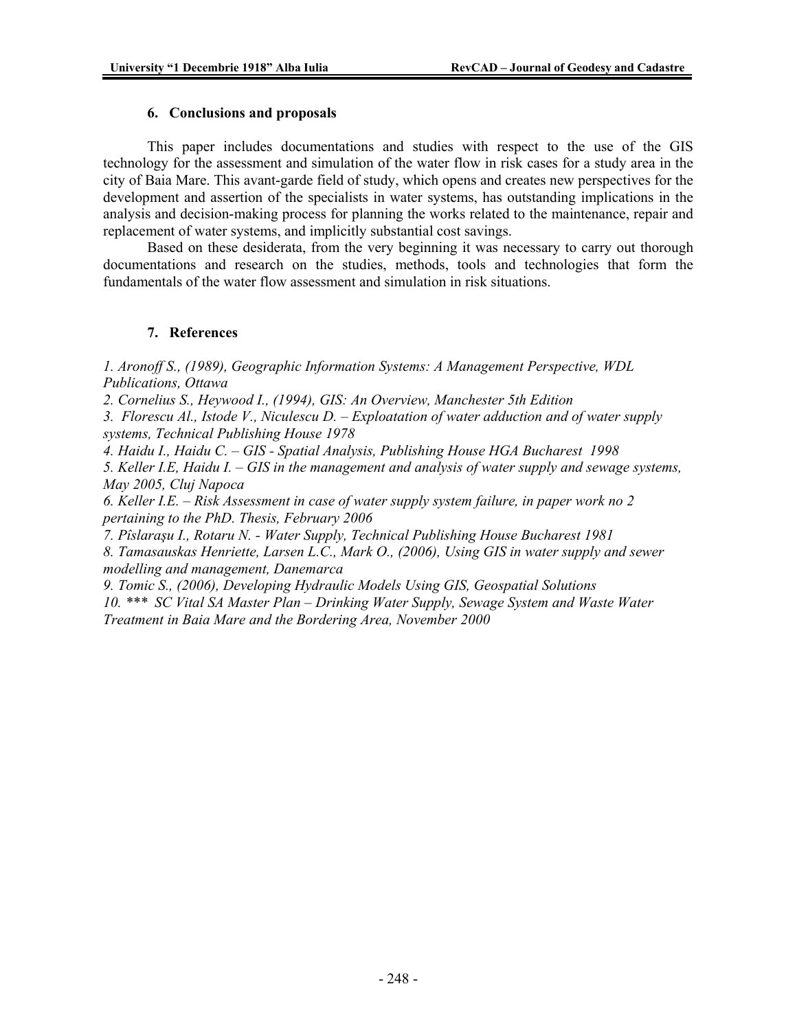## 6. Conclusions and proposals

This paper includes documentations and studies with respect to the use of the GIS technology for the assessment and simulation of the water flow in risk cases for a study area in the city of Baia Mare. This avant-garde field of study, which opens and creates new perspectives for the development and assertion of the specialists in water systems, has outstanding implications in the analysis and decision-making process for planning the works related to the maintenance, repair and replacement of water systems, and implicitly substantial cost savings.

Based on these desiderata, from the very beginning it was necessary to carry out thorough documentations and research on the studies, methods, tools and technologies that form the fundamentals of the water flow assessment and simulation in risk situations.

## 7. References

*1. Aronoff S., (1989), Geographic Information Systems: A Management Perspective, WDL Publications, Ottawa*

*2. Cornelius S., Heywood I., (1994), GIS: An Overview, Manchester 5th Edition*

*3. Florescu Al., Istode V., Niculescu D. – Exploatation of water adduction and of water supply systems, Technical Publishing House 1978*

*4. Haidu I., Haidu C. – GIS - Spatial Analysis, Publishing House HGA Bucharest 1998*

*5. Keller I.E, Haidu I. – GIS in the management and analysis of water supply and sewage systems, May 2005, Cluj Napoca*

*6. Keller I.E. – Risk Assessment in case of water supply system failure, in paper work no 2 pertaining to the PhD. Thesis, February 2006*

*7. Pîslaraşu I., Rotaru N. - Water Supply, Technical Publishing House Bucharest 1981*

*8. Tamasauskas Henriette, Larsen L.C., Mark O., (2006), Using GIS in water supply and sewer modelling and management, Danemarca*

*9. Tomic S., (2006), Developing Hydraulic Models Using GIS, Geospatial Solutions*

*10. *** SC Vital SA Master Plan – Drinking Water Supply, Sewage System and Waste Water Treatment in Baia Mare and the Bordering Area, November 2000*